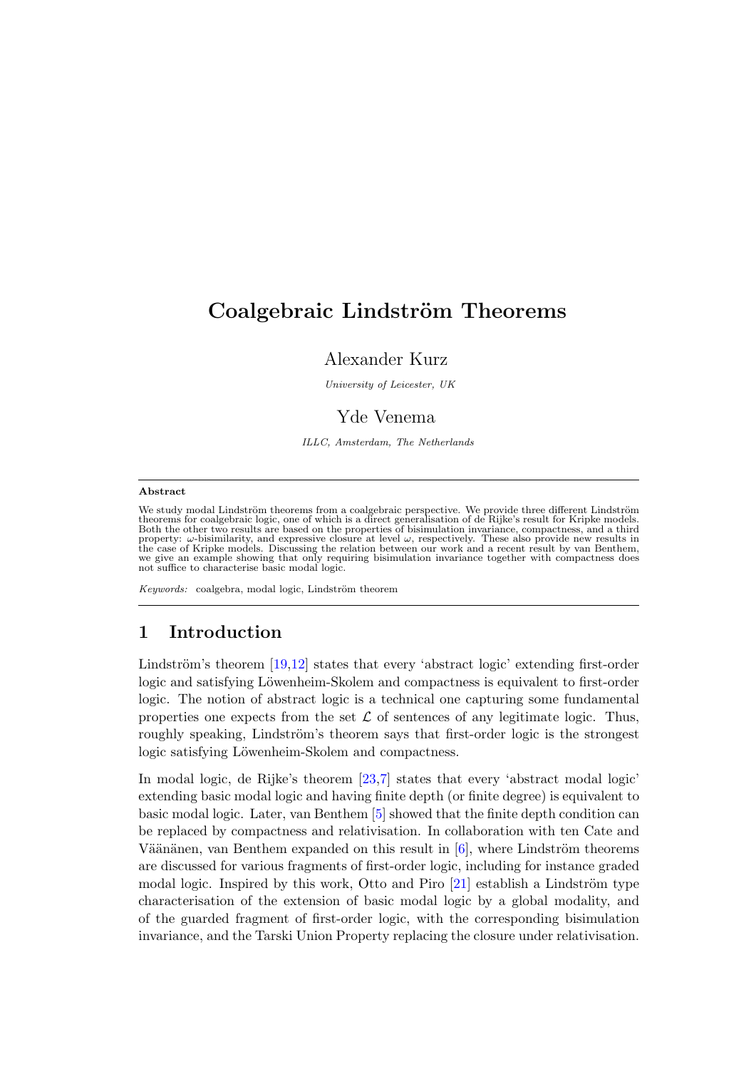# Coalgebraic Lindström Theorems

Alexander Kurz

*University of Leicester, UK*

Yde Venema

*ILLC, Amsterdam, The Netherlands*

---

**Abstract**

We study modal Lindström theorems from a coalgebraic perspective. We provide three different Lindström theorems for coalgebraic logic, one of which is a direct generalisation of de Rijke's result for Kripke models. Both the other two results are based on the properties of bisimulation invariance, compactness, and a third property: $\omega$-bisimilarity, and expressive closure at level $\omega$, respectively. These also provide new results in the case of Kripke models. Discussing the relation between our work and a recent result by van Benthem, we give an example showing that only requiring bisimulation invariance together with compactness does not suffice to characterise basic modal logic.

*Keywords:* coalgebra, modal logic, Lindström theorem

---

## 1 Introduction

Lindström's theorem [19,12] states that every 'abstract logic' extending first-order logic and satisfying Löwenheim-Skolem and compactness is equivalent to first-order logic. The notion of abstract logic is a technical one capturing some fundamental properties one expects from the set $\mathcal{L}$ of sentences of any legitimate logic. Thus, roughly speaking, Lindström's theorem says that first-order logic is the strongest logic satisfying Löwenheim-Skolem and compactness.

In modal logic, de Rijke's theorem [23,7] states that every 'abstract modal logic' extending basic modal logic and having finite depth (or finite degree) is equivalent to basic modal logic. Later, van Benthem [5] showed that the finite depth condition can be replaced by compactness and relativisation. In collaboration with ten Cate and Väänänen, van Benthem expanded on this result in [6], where Lindström theorems are discussed for various fragments of first-order logic, including for instance graded modal logic. Inspired by this work, Otto and Piro [21] establish a Lindström type characterisation of the extension of basic modal logic by a global modality, and of the guarded fragment of first-order logic, with the corresponding bisimulation invariance, and the Tarski Union Property replacing the closure under relativisation.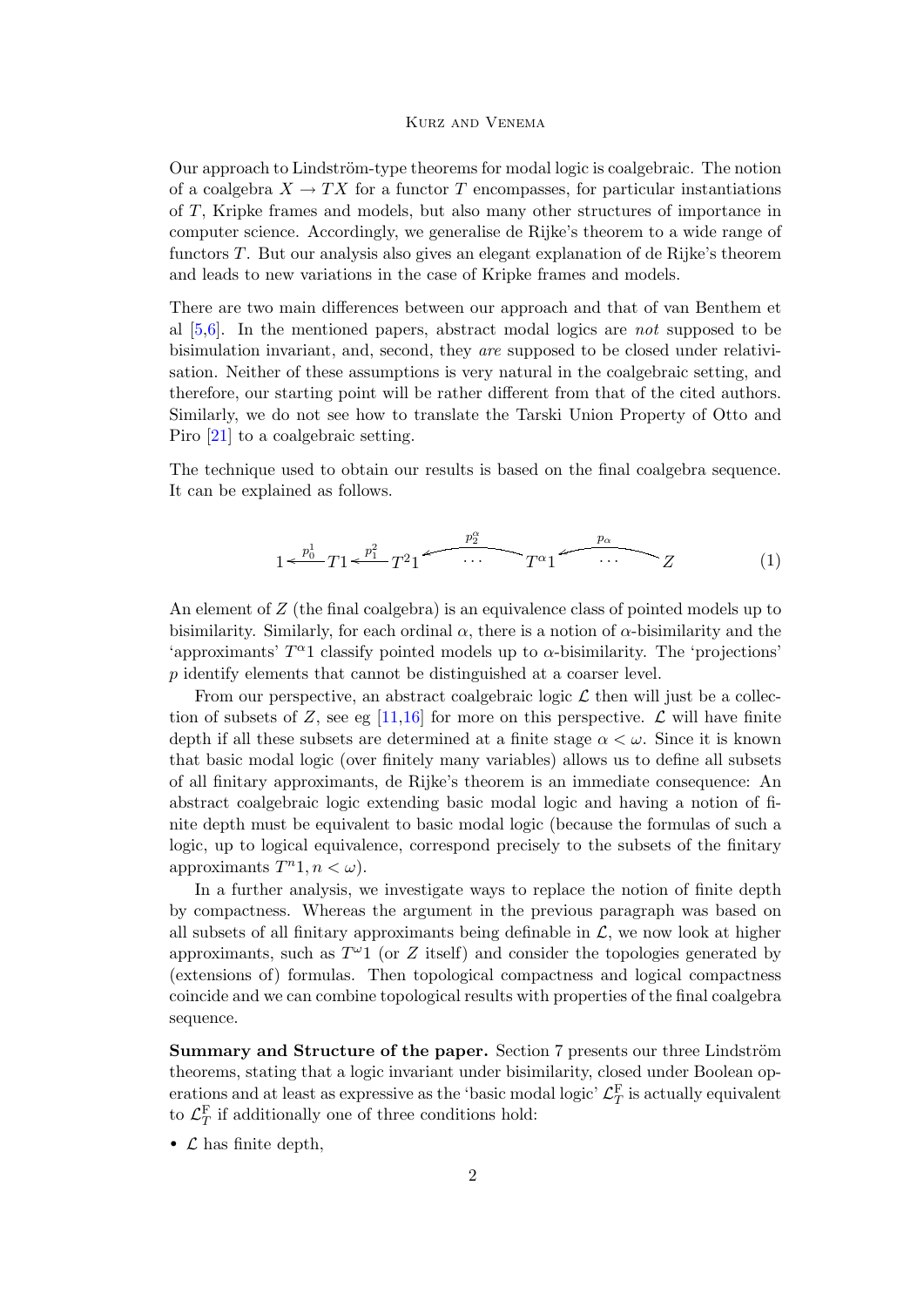Our approach to Lindström-type theorems for modal logic is coalgebraic. The notion of a coalgebra $X \to TX$ for a functor $T$ encompasses, for particular instantiations of $T$, Kripke frames and models, but also many other structures of importance in computer science. Accordingly, we generalise de Rijke's theorem to a wide range of functors $T$. But our analysis also gives an elegant explanation of de Rijke's theorem and leads to new variations in the case of Kripke frames and models.

There are two main differences between our approach and that of van Benthem et al [5,6]. In the mentioned papers, abstract modal logics are *not* supposed to be bisimulation invariant, and, second, they *are* supposed to be closed under relativisation. Neither of these assumptions is very natural in the coalgebraic setting, and therefore, our starting point will be rather different from that of the cited authors. Similarly, we do not see how to translate the Tarski Union Property of Otto and Piro [21] to a coalgebraic setting.

The technique used to obtain our results is based on the final coalgebra sequence. It can be explained as follows.

$$1 \xleftarrow{p^1_0} T1 \xleftarrow{p^2_1} T^2 1 \xleftarrow{p^\alpha_2} \cdots \; T^\alpha 1 \xleftarrow{p_\alpha} \cdots \; Z \tag{1}$$

An element of $Z$ (the final coalgebra) is an equivalence class of pointed models up to bisimilarity. Similarly, for each ordinal $\alpha$, there is a notion of $\alpha$-bisimilarity and the 'approximants' $T^\alpha 1$ classify pointed models up to $\alpha$-bisimilarity. The 'projections' $p$ identify elements that cannot be distinguished at a coarser level.

From our perspective, an abstract coalgebraic logic $\mathcal{L}$ then will just be a collection of subsets of $Z$, see eg [11,16] for more on this perspective. $\mathcal{L}$ will have finite depth if all these subsets are determined at a finite stage $\alpha < \omega$. Since it is known that basic modal logic (over finitely many variables) allows us to define all subsets of all finitary approximants, de Rijke's theorem is an immediate consequence: An abstract coalgebraic logic extending basic modal logic and having a notion of finite depth must be equivalent to basic modal logic (because the formulas of such a logic, up to logical equivalence, correspond precisely to the subsets of the finitary approximants $T^n 1, n < \omega$).

In a further analysis, we investigate ways to replace the notion of finite depth by compactness. Whereas the argument in the previous paragraph was based on all subsets of all finitary approximants being definable in $\mathcal{L}$, we now look at higher approximants, such as $T^\omega 1$ (or $Z$ itself) and consider the topologies generated by (extensions of) formulas. Then topological compactness and logical compactness coincide and we can combine topological results with properties of the final coalgebra sequence.

**Summary and Structure of the paper.** Section 7 presents our three Lindström theorems, stating that a logic invariant under bisimilarity, closed under Boolean operations and at least as expressive as the 'basic modal logic' $\mathcal{L}^{\mathrm{F}}_T$ is actually equivalent to $\mathcal{L}^{\mathrm{F}}_T$ if additionally one of three conditions hold:

- $\mathcal{L}$ has finite depth,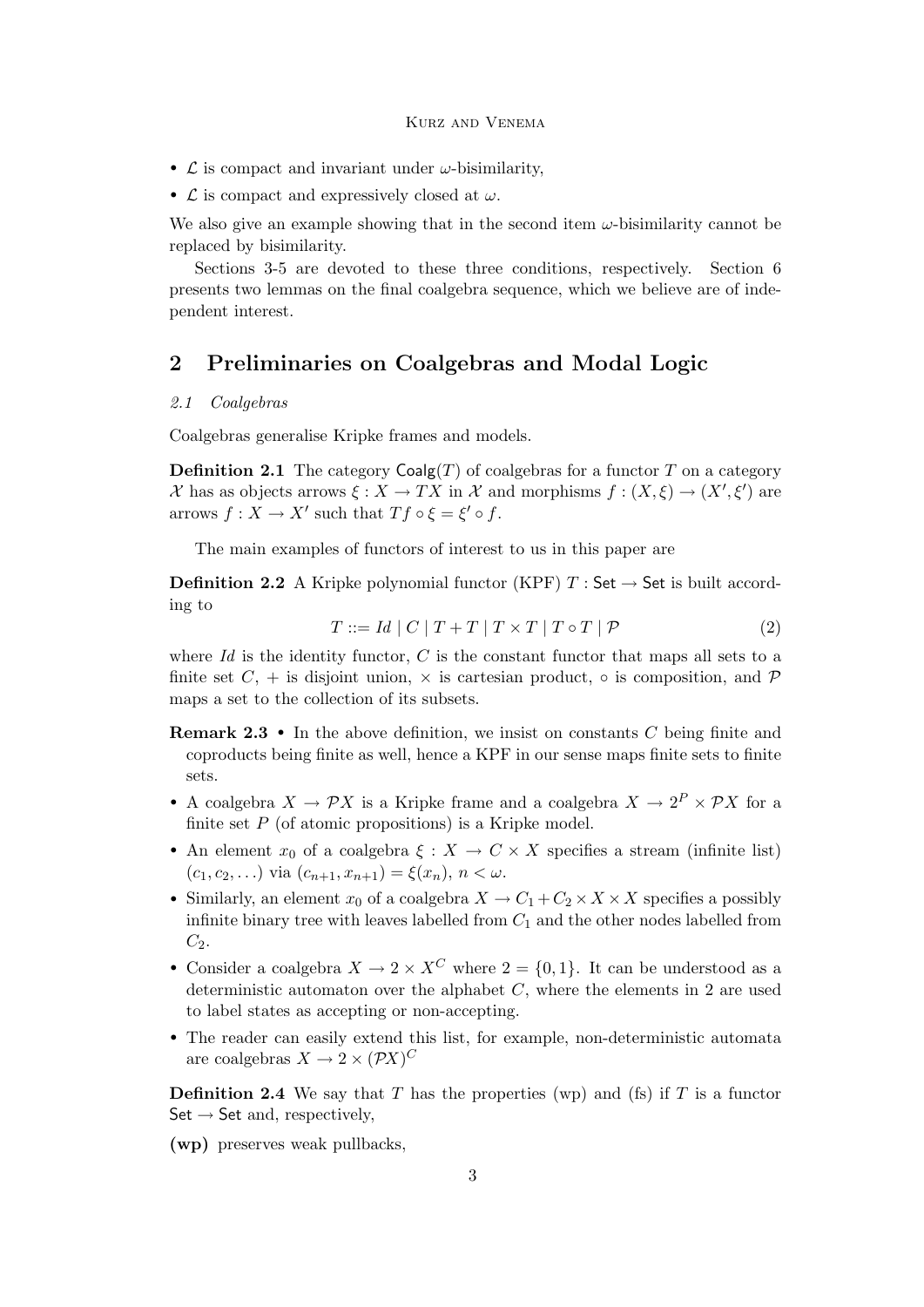- $\mathcal{L}$ is compact and invariant under $\omega$-bisimilarity,
- $\mathcal{L}$ is compact and expressively closed at $\omega$.

We also give an example showing that in the second item $\omega$-bisimilarity cannot be replaced by bisimilarity.

Sections 3-5 are devoted to these three conditions, respectively. Section 6 presents two lemmas on the final coalgebra sequence, which we believe are of independent interest.

## 2 Preliminaries on Coalgebras and Modal Logic

### *2.1 Coalgebras*

Coalgebras generalise Kripke frames and models.

**Definition 2.1** The category $\mathsf{Coalg}(T)$ of coalgebras for a functor $T$ on a category $\mathcal{X}$ has as objects arrows $\xi : X \to TX$ in $\mathcal{X}$ and morphisms $f : (X, \xi) \to (X', \xi')$ are arrows $f : X \to X'$ such that $Tf \circ \xi = \xi' \circ f$.

The main examples of functors of interest to us in this paper are

**Definition 2.2** A Kripke polynomial functor (KPF) $T : \mathsf{Set} \to \mathsf{Set}$ is built according to

$$T ::= Id \mid C \mid T + T \mid T \times T \mid T \circ T \mid \mathcal{P} \tag{2}$$

where $Id$ is the identity functor, $C$ is the constant functor that maps all sets to a finite set $C$, $+$ is disjoint union, $\times$ is cartesian product, $\circ$ is composition, and $\mathcal{P}$ maps a set to the collection of its subsets.

**Remark 2.3**
- In the above definition, we insist on constants $C$ being finite and coproducts being finite as well, hence a KPF in our sense maps finite sets to finite sets.
- A coalgebra $X \to \mathcal{P}X$ is a Kripke frame and a coalgebra $X \to 2^P \times \mathcal{P}X$ for a finite set $P$ (of atomic propositions) is a Kripke model.
- An element $x_0$ of a coalgebra $\xi : X \to C \times X$ specifies a stream (infinite list) $(c_1, c_2, \ldots)$ via $(c_{n+1}, x_{n+1}) = \xi(x_n)$, $n < \omega$.
- Similarly, an element $x_0$ of a coalgebra $X \to C_1 + C_2 \times X \times X$ specifies a possibly infinite binary tree with leaves labelled from $C_1$ and the other nodes labelled from $C_2$.
- Consider a coalgebra $X \to 2 \times X^C$ where $2 = \{0, 1\}$. It can be understood as a deterministic automaton over the alphabet $C$, where the elements in 2 are used to label states as accepting or non-accepting.
- The reader can easily extend this list, for example, non-deterministic automata are coalgebras $X \to 2 \times (\mathcal{P}X)^C$

**Definition 2.4** We say that $T$ has the properties (wp) and (fs) if $T$ is a functor $\mathsf{Set} \to \mathsf{Set}$ and, respectively,

**(wp)** preserves weak pullbacks,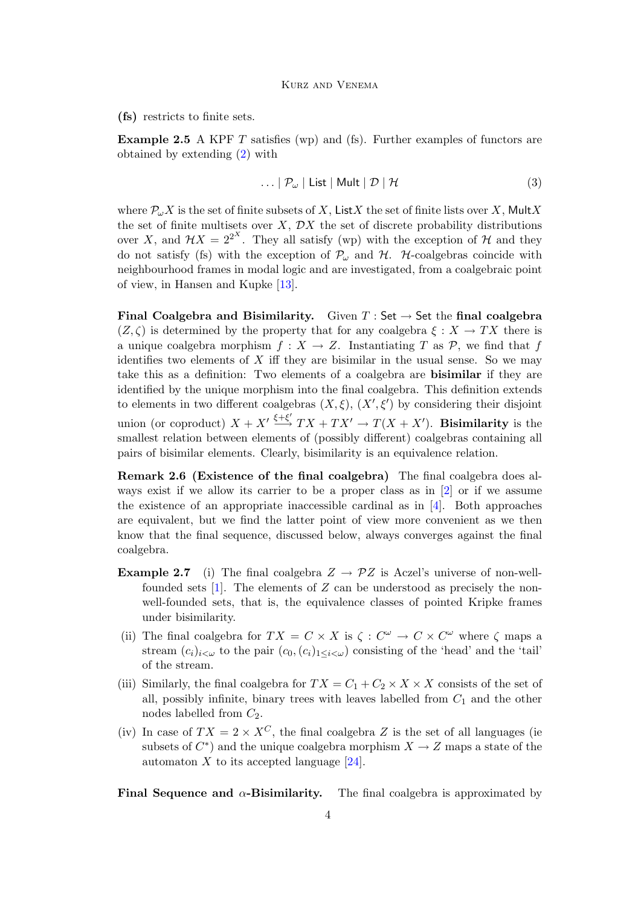**(fs)** restricts to finite sets.

**Example 2.5** A KPF $T$ satisfies (wp) and (fs). Further examples of functors are obtained by extending (2) with

$$\ldots \mid \mathcal{P}_\omega \mid \mathsf{List} \mid \mathsf{Mult} \mid \mathcal{D} \mid \mathcal{H} \tag{3}$$

where $\mathcal{P}_\omega X$ is the set of finite subsets of $X$, $\mathsf{List}X$ the set of finite lists over $X$, $\mathsf{Mult}X$ the set of finite multisets over $X$, $\mathcal{D}X$ the set of discrete probability distributions over $X$, and $\mathcal{H}X = 2^{2^X}$. They all satisfy (wp) with the exception of $\mathcal{H}$ and they do not satisfy (fs) with the exception of $\mathcal{P}_\omega$ and $\mathcal{H}$. $\mathcal{H}$-coalgebras coincide with neighbourhood frames in modal logic and are investigated, from a coalgebraic point of view, in Hansen and Kupke [13].

**Final Coalgebra and Bisimilarity.** Given $T : \mathsf{Set} \to \mathsf{Set}$ the **final coalgebra** $(Z, \zeta)$ is determined by the property that for any coalgebra $\xi : X \to TX$ there is a unique coalgebra morphism $f : X \to Z$. Instantiating $T$ as $\mathcal{P}$, we find that $f$ identifies two elements of $X$ iff they are bisimilar in the usual sense. So we may take this as a definition: Two elements of a coalgebra are **bisimilar** if they are identified by the unique morphism into the final coalgebra. This definition extends to elements in two different coalgebras $(X, \xi)$, $(X', \xi')$ by considering their disjoint union (or coproduct) $X + X' \xrightarrow{\xi+\xi'} TX + TX' \to T(X + X')$. **Bisimilarity** is the smallest relation between elements of (possibly different) coalgebras containing all pairs of bisimilar elements. Clearly, bisimilarity is an equivalence relation.

**Remark 2.6 (Existence of the final coalgebra)** The final coalgebra does always exist if we allow its carrier to be a proper class as in [2] or if we assume the existence of an appropriate inaccessible cardinal as in [4]. Both approaches are equivalent, but we find the latter point of view more convenient as we then know that the final sequence, discussed below, always converges against the final coalgebra.

**Example 2.7** (i) The final coalgebra $Z \to \mathcal{P}Z$ is Aczel's universe of non-well-founded sets [1]. The elements of $Z$ can be understood as precisely the non-well-founded sets, that is, the equivalence classes of pointed Kripke frames under bisimilarity.

(ii) The final coalgebra for $TX = C \times X$ is $\zeta : C^\omega \to C \times C^\omega$ where $\zeta$ maps a stream $(c_i)_{i<\omega}$ to the pair $(c_0, (c_i)_{1 \le i < \omega})$ consisting of the 'head' and the 'tail' of the stream.

(iii) Similarly, the final coalgebra for $TX = C_1 + C_2 \times X \times X$ consists of the set of all, possibly infinite, binary trees with leaves labelled from $C_1$ and the other nodes labelled from $C_2$.

(iv) In case of $TX = 2 \times X^C$, the final coalgebra $Z$ is the set of all languages (ie subsets of $C^*$) and the unique coalgebra morphism $X \to Z$ maps a state of the automaton $X$ to its accepted language [24].

**Final Sequence and $\alpha$-Bisimilarity.** The final coalgebra is approximated by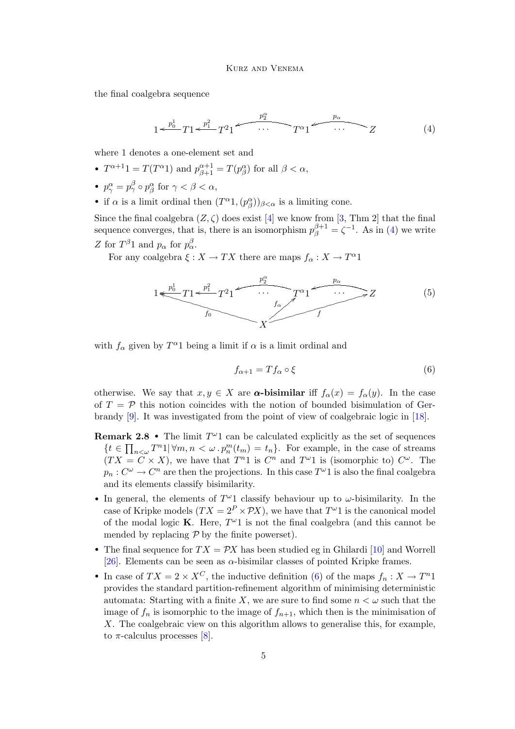the final coalgebra sequence

$$1 \xleftarrow{p^1_0} T1 \xleftarrow{p^2_1} T^2 1 \xleftarrow{p^\alpha_2} \cdots \; T^\alpha 1 \xleftarrow{p_\alpha} \cdots \; Z \tag{4}$$

where 1 denotes a one-element set and

- $T^{\alpha+1}1 = T(T^\alpha 1)$ and $p^{\alpha+1}_{\beta+1} = T(p^\alpha_\beta)$ for all $\beta < \alpha$,
- $p^\alpha_\gamma = p^\beta_\gamma \circ p^\alpha_\beta$ for $\gamma < \beta < \alpha$,
- if $\alpha$ is a limit ordinal then $(T^\alpha 1, (p^\alpha_\beta))_{\beta<\alpha}$ is a limiting cone.

Since the final coalgebra $(Z, \zeta)$ does exist [4] we know from [3, Thm 2] that the final sequence converges, that is, there is an isomorphism $p^{\beta+1}_\beta = \zeta^{-1}$. As in (4) we write $Z$ for $T^\beta 1$ and $p_\alpha$ for $p^\beta_\alpha$.

For any coalgebra $\xi : X \to TX$ there are maps $f_\alpha : X \to T^\alpha 1$

$$\begin{array}{c} 1 \xleftarrow{p^1_0} T1 \xleftarrow{p^2_1} T^2 1 \xleftarrow{p^\alpha_2} \cdots \; T^\alpha 1 \xleftarrow{p_\alpha} \cdots \; Z \\ f_0 : X \to 1, \quad f_\alpha : X \to T^\alpha 1, \quad f : X \to Z \end{array} \tag{5}$$

with $f_\alpha$ given by $T^\alpha 1$ being a limit if $\alpha$ is a limit ordinal and

$$f_{\alpha+1} = Tf_\alpha \circ \xi \tag{6}$$

otherwise. We say that $x, y \in X$ are $\boldsymbol{\alpha}$**-bisimilar** iff $f_\alpha(x) = f_\alpha(y)$. In the case of $T = \mathcal{P}$ this notion coincides with the notion of bounded bisimulation of Gerbrandy [9]. It was investigated from the point of view of coalgebraic logic in [18].

**Remark 2.8**

- The limit $T^\omega 1$ can be calculated explicitly as the set of sequences $\{t \in \prod_{n<\omega} T^n 1 \mid \forall m, n < \omega \,.\, p^m_n(t_m) = t_n\}$. For example, in the case of streams ($TX = C \times X$), we have that $T^n 1$ is $C^n$ and $T^\omega 1$ is (isomorphic to) $C^\omega$. The $p_n : C^\omega \to C^n$ are then the projections. In this case $T^\omega 1$ is also the final coalgebra and its elements classify bisimilarity.
- In general, the elements of $T^\omega 1$ classify behaviour up to $\omega$-bisimilarity. In the case of Kripke models ($TX = 2^P \times \mathcal{P}X$), we have that $T^\omega 1$ is the canonical model of the modal logic **K**. Here, $T^\omega 1$ is not the final coalgebra (and this cannot be mended by replacing $\mathcal{P}$ by the finite powerset).
- The final sequence for $TX = \mathcal{P}X$ has been studied eg in Ghilardi [10] and Worrell [26]. Elements can be seen as $\alpha$-bisimilar classes of pointed Kripke frames.
- In case of $TX = 2 \times X^C$, the inductive definition (6) of the maps $f_n : X \to T^n 1$ provides the standard partition-refinement algorithm of minimising deterministic automata: Starting with a finite $X$, we are sure to find some $n < \omega$ such that the image of $f_n$ is isomorphic to the image of $f_{n+1}$, which then is the minimisation of $X$. The coalgebraic view on this algorithm allows to generalise this, for example, to $\pi$-calculus processes [8].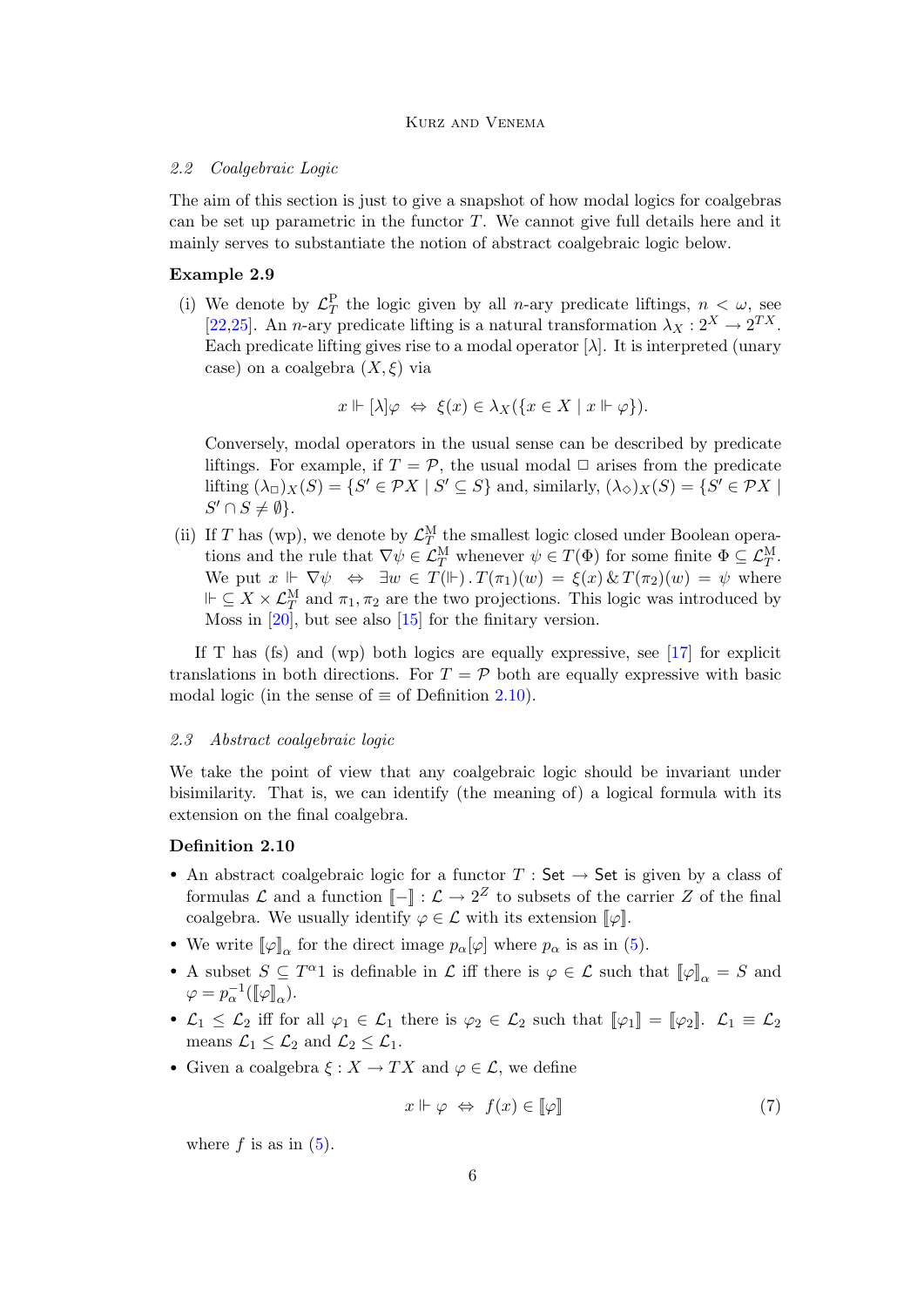### 2.2 Coalgebraic Logic

The aim of this section is just to give a snapshot of how modal logics for coalgebras can be set up parametric in the functor $T$. We cannot give full details here and it mainly serves to substantiate the notion of abstract coalgebraic logic below.

**Example 2.9**

(i) We denote by $\mathcal{L}_T^{\mathrm{P}}$ the logic given by all $n$-ary predicate liftings, $n < \omega$, see [22,25]. An $n$-ary predicate lifting is a natural transformation $\lambda_X : 2^X \to 2^{TX}$. Each predicate lifting gives rise to a modal operator $[\lambda]$. It is interpreted (unary case) on a coalgebra $(X, \xi)$ via

$$x \Vdash [\lambda]\varphi \;\Leftrightarrow\; \xi(x) \in \lambda_X(\{x \in X \mid x \Vdash \varphi\}).$$

Conversely, modal operators in the usual sense can be described by predicate liftings. For example, if $T = \mathcal{P}$, the usual modal $\Box$ arises from the predicate lifting $(\lambda_\Box)_X(S) = \{S' \in \mathcal{P}X \mid S' \subseteq S\}$ and, similarly, $(\lambda_\Diamond)_X(S) = \{S' \in \mathcal{P}X \mid S' \cap S \neq \emptyset\}$.

(ii) If $T$ has (wp), we denote by $\mathcal{L}_T^{\mathrm{M}}$ the smallest logic closed under Boolean operations and the rule that $\nabla\psi \in \mathcal{L}_T^{\mathrm{M}}$ whenever $\psi \in T(\Phi)$ for some finite $\Phi \subseteq \mathcal{L}_T^{\mathrm{M}}$. We put $x \Vdash \nabla\psi \;\Leftrightarrow\; \exists w \in T(\Vdash) \,.\, T(\pi_1)(w) = \xi(x) \,\&\, T(\pi_2)(w) = \psi$ where $\Vdash \subseteq X \times \mathcal{L}_T^{\mathrm{M}}$ and $\pi_1, \pi_2$ are the two projections. This logic was introduced by Moss in [20], but see also [15] for the finitary version.

If T has (fs) and (wp) both logics are equally expressive, see [17] for explicit translations in both directions. For $T = \mathcal{P}$ both are equally expressive with basic modal logic (in the sense of $\equiv$ of Definition 2.10).

### 2.3 Abstract coalgebraic logic

We take the point of view that any coalgebraic logic should be invariant under bisimilarity. That is, we can identify (the meaning of) a logical formula with its extension on the final coalgebra.

**Definition 2.10**

- An abstract coalgebraic logic for a functor $T : \mathsf{Set} \to \mathsf{Set}$ is given by a class of formulas $\mathcal{L}$ and a function $[\![-]\!] : \mathcal{L} \to 2^Z$ to subsets of the carrier $Z$ of the final coalgebra. We usually identify $\varphi \in \mathcal{L}$ with its extension $[\![\varphi]\!]$.
- We write $[\![\varphi]\!]_\alpha$ for the direct image $p_\alpha[\varphi]$ where $p_\alpha$ is as in (5).
- A subset $S \subseteq T^\alpha 1$ is definable in $\mathcal{L}$ iff there is $\varphi \in \mathcal{L}$ such that $[\![\varphi]\!]_\alpha = S$ and $\varphi = p_\alpha^{-1}([\![\varphi]\!]_\alpha)$.
- $\mathcal{L}_1 \leq \mathcal{L}_2$ iff for all $\varphi_1 \in \mathcal{L}_1$ there is $\varphi_2 \in \mathcal{L}_2$ such that $[\![\varphi_1]\!] = [\![\varphi_2]\!]$. $\mathcal{L}_1 \equiv \mathcal{L}_2$ means $\mathcal{L}_1 \leq \mathcal{L}_2$ and $\mathcal{L}_2 \leq \mathcal{L}_1$.
- Given a coalgebra $\xi : X \to TX$ and $\varphi \in \mathcal{L}$, we define

$$x \Vdash \varphi \;\Leftrightarrow\; f(x) \in [\![\varphi]\!] \tag{7}$$

where $f$ is as in (5).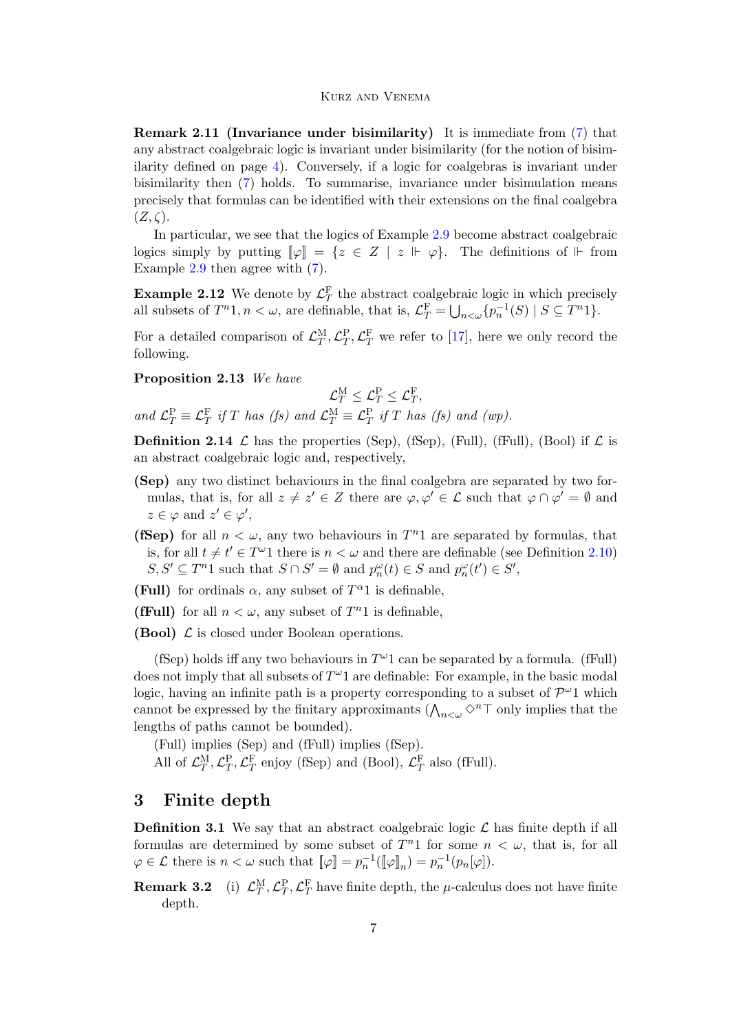**Remark 2.11 (Invariance under bisimilarity)** It is immediate from (7) that any abstract coalgebraic logic is invariant under bisimilarity (for the notion of bisimilarity defined on page 4). Conversely, if a logic for coalgebras is invariant under bisimilarity then (7) holds. To summarise, invariance under bisimulation means precisely that formulas can be identified with their extensions on the final coalgebra $(Z, \zeta)$.

In particular, we see that the logics of Example 2.9 become abstract coalgebraic logics simply by putting $[\![\varphi]\!] = \{z \in Z \mid z \Vdash \varphi\}$. The definitions of $\Vdash$ from Example 2.9 then agree with (7).

**Example 2.12** We denote by $\mathcal{L}_T^{\mathrm{F}}$ the abstract coalgebraic logic in which precisely all subsets of $T^n 1, n < \omega$, are definable, that is, $\mathcal{L}_T^{\mathrm{F}} = \bigcup_{n<\omega} \{p_n^{-1}(S) \mid S \subseteq T^n 1\}$.

For a detailed comparison of $\mathcal{L}_T^{\mathrm{M}}, \mathcal{L}_T^{\mathrm{P}}, \mathcal{L}_T^{\mathrm{F}}$ we refer to [17], here we only record the following.

**Proposition 2.13** *We have*

$$\mathcal{L}_T^{\mathrm{M}} \leq \mathcal{L}_T^{\mathrm{P}} \leq \mathcal{L}_T^{\mathrm{F}},$$

*and $\mathcal{L}_T^{\mathrm{P}} \equiv \mathcal{L}_T^{\mathrm{F}}$ if $T$ has (fs) and $\mathcal{L}_T^{\mathrm{M}} \equiv \mathcal{L}_T^{\mathrm{P}}$ if $T$ has (fs) and (wp).*

**Definition 2.14** $\mathcal{L}$ has the properties (Sep), (fSep), (Full), (fFull), (Bool) if $\mathcal{L}$ is an abstract coalgebraic logic and, respectively,

- **(Sep)** any two distinct behaviours in the final coalgebra are separated by two formulas, that is, for all $z \neq z' \in Z$ there are $\varphi, \varphi' \in \mathcal{L}$ such that $\varphi \cap \varphi' = \emptyset$ and $z \in \varphi$ and $z' \in \varphi'$,
- **(fSep)** for all $n < \omega$, any two behaviours in $T^n 1$ are separated by formulas, that is, for all $t \neq t' \in T^\omega 1$ there is $n < \omega$ and there are definable (see Definition 2.10) $S, S' \subseteq T^n 1$ such that $S \cap S' = \emptyset$ and $p_n^\omega(t) \in S$ and $p_n^\omega(t') \in S'$,
- **(Full)** for ordinals $\alpha$, any subset of $T^\alpha 1$ is definable,
- **(fFull)** for all $n < \omega$, any subset of $T^n 1$ is definable,
- **(Bool)** $\mathcal{L}$ is closed under Boolean operations.

(fSep) holds iff any two behaviours in $T^\omega 1$ can be separated by a formula. (fFull) does not imply that all subsets of $T^\omega 1$ are definable: For example, in the basic modal logic, having an infinite path is a property corresponding to a subset of $\mathcal{P}^\omega 1$ which cannot be expressed by the finitary approximants ($\bigwedge_{n<\omega} \Diamond^n \top$ only implies that the lengths of paths cannot be bounded).

(Full) implies (Sep) and (fFull) implies (fSep).

All of $\mathcal{L}_T^{\mathrm{M}}, \mathcal{L}_T^{\mathrm{P}}, \mathcal{L}_T^{\mathrm{F}}$ enjoy (fSep) and (Bool), $\mathcal{L}_T^{\mathrm{F}}$ also (fFull).

## 3 Finite depth

**Definition 3.1** We say that an abstract coalgebraic logic $\mathcal{L}$ has finite depth if all formulas are determined by some subset of $T^n 1$ for some $n < \omega$, that is, for all $\varphi \in \mathcal{L}$ there is $n < \omega$ such that $[\![\varphi]\!] = p_n^{-1}([\![\varphi]\!]_n) = p_n^{-1}(p_n[\varphi])$.

**Remark 3.2** (i) $\mathcal{L}_T^{\mathrm{M}}, \mathcal{L}_T^{\mathrm{P}}, \mathcal{L}_T^{\mathrm{F}}$ have finite depth, the $\mu$-calculus does not have finite depth.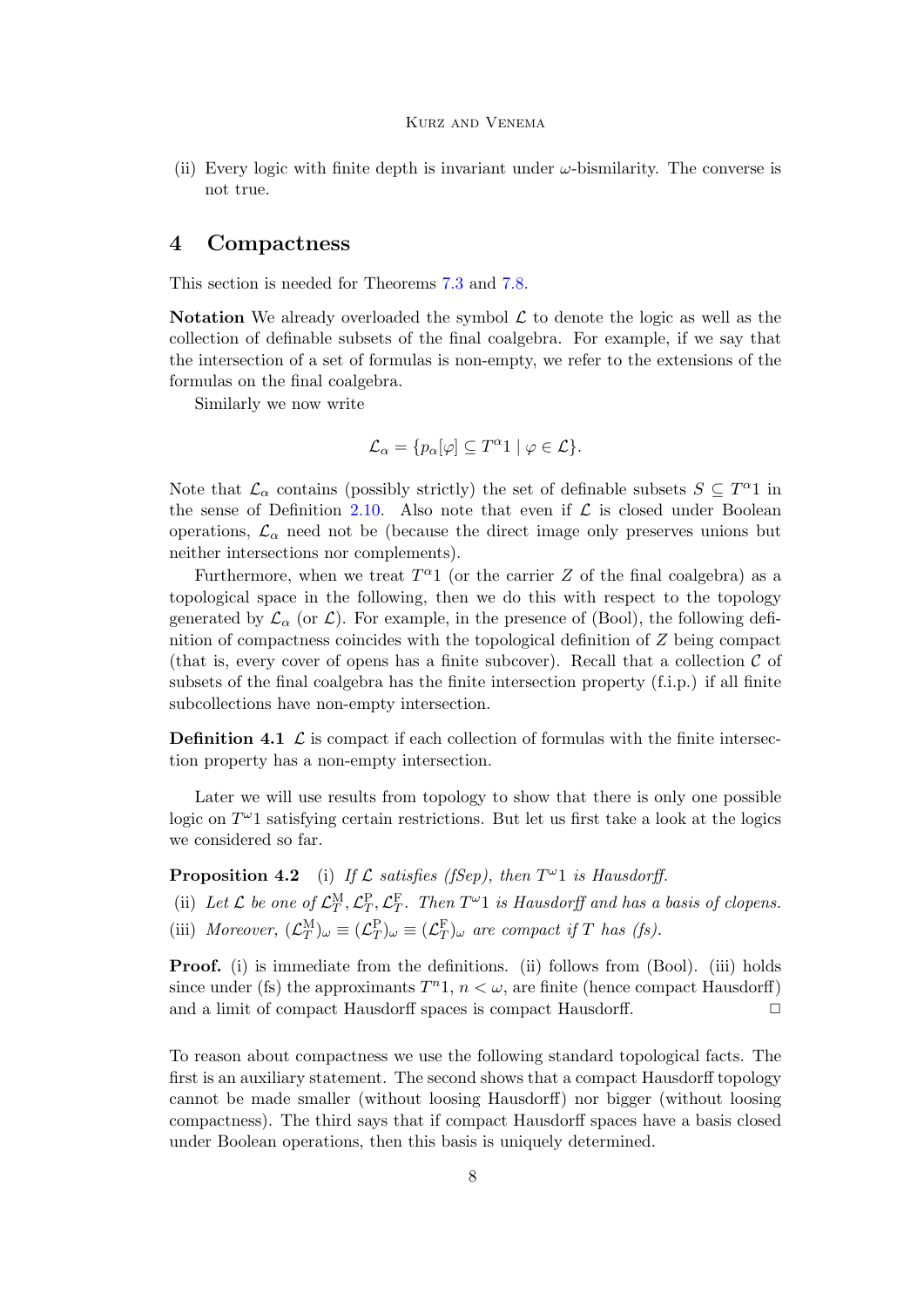(ii) Every logic with finite depth is invariant under $\omega$-bismilarity. The converse is not true.

## 4 Compactness

This section is needed for Theorems 7.3 and 7.8.

**Notation** We already overloaded the symbol $\mathcal{L}$ to denote the logic as well as the collection of definable subsets of the final coalgebra. For example, if we say that the intersection of a set of formulas is non-empty, we refer to the extensions of the formulas on the final coalgebra.

Similarly we now write

$$\mathcal{L}_\alpha = \{p_\alpha[\varphi] \subseteq T^\alpha 1 \mid \varphi \in \mathcal{L}\}.$$

Note that $\mathcal{L}_\alpha$ contains (possibly strictly) the set of definable subsets $S \subseteq T^\alpha 1$ in the sense of Definition 2.10. Also note that even if $\mathcal{L}$ is closed under Boolean operations, $\mathcal{L}_\alpha$ need not be (because the direct image only preserves unions but neither intersections nor complements).

Furthermore, when we treat $T^\alpha 1$ (or the carrier $Z$ of the final coalgebra) as a topological space in the following, then we do this with respect to the topology generated by $\mathcal{L}_\alpha$ (or $\mathcal{L}$). For example, in the presence of (Bool), the following definition of compactness coincides with the topological definition of $Z$ being compact (that is, every cover of opens has a finite subcover). Recall that a collection $\mathcal{C}$ of subsets of the final coalgebra has the finite intersection property (f.i.p.) if all finite subcollections have non-empty intersection.

**Definition 4.1** $\mathcal{L}$ is compact if each collection of formulas with the finite intersection property has a non-empty intersection.

Later we will use results from topology to show that there is only one possible logic on $T^\omega 1$ satisfying certain restrictions. But let us first take a look at the logics we considered so far.

**Proposition 4.2** (i) *If $\mathcal{L}$ satisfies (fSep), then $T^\omega 1$ is Hausdorff.*

(ii) *Let $\mathcal{L}$ be one of $\mathcal{L}^{\mathrm{M}}_T, \mathcal{L}^{\mathrm{P}}_T, \mathcal{L}^{\mathrm{F}}_T$. Then $T^\omega 1$ is Hausdorff and has a basis of clopens.*

(iii) *Moreover, $(\mathcal{L}^{\mathrm{M}}_T)_\omega \equiv (\mathcal{L}^{\mathrm{P}}_T)_\omega \equiv (\mathcal{L}^{\mathrm{F}}_T)_\omega$ are compact if $T$ has (fs).*

**Proof.** (i) is immediate from the definitions. (ii) follows from (Bool). (iii) holds since under (fs) the approximants $T^n 1$, $n < \omega$, are finite (hence compact Hausdorff) and a limit of compact Hausdorff spaces is compact Hausdorff. $\square$

To reason about compactness we use the following standard topological facts. The first is an auxiliary statement. The second shows that a compact Hausdorff topology cannot be made smaller (without loosing Hausdorff) nor bigger (without loosing compactness). The third says that if compact Hausdorff spaces have a basis closed under Boolean operations, then this basis is uniquely determined.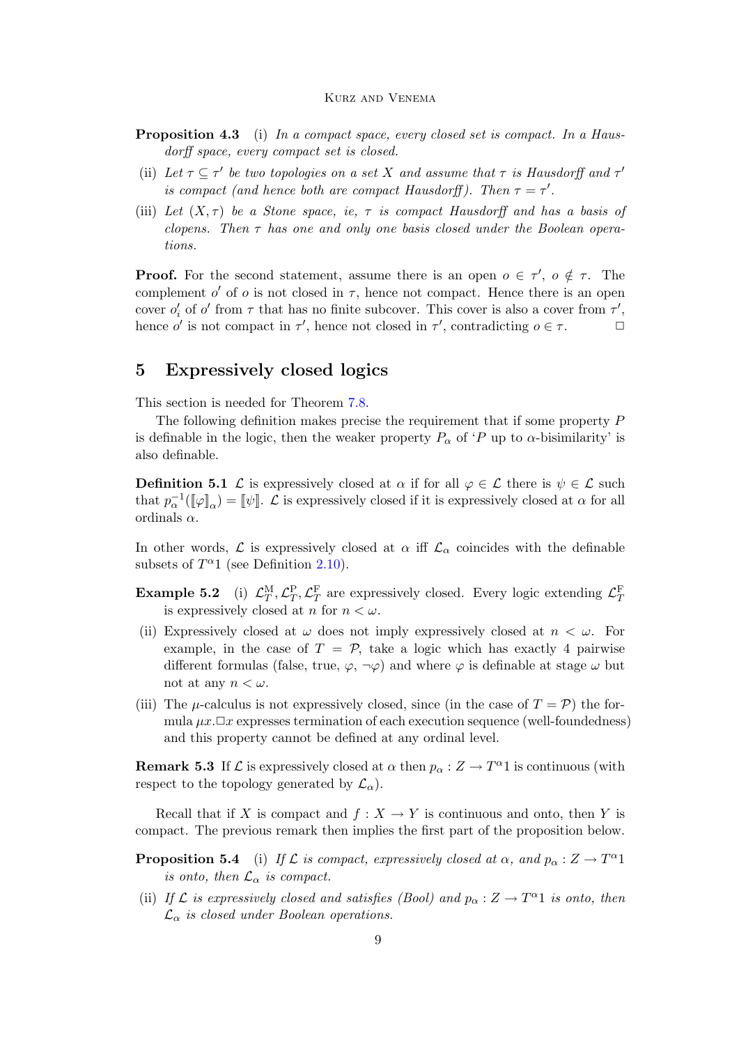**Proposition 4.3** (i) *In a compact space, every closed set is compact. In a Hausdorff space, every compact set is closed.*

(ii) *Let $\tau \subseteq \tau'$ be two topologies on a set $X$ and assume that $\tau$ is Hausdorff and $\tau'$ is compact (and hence both are compact Hausdorff). Then $\tau = \tau'$.*

(iii) *Let $(X, \tau)$ be a Stone space, ie, $\tau$ is compact Hausdorff and has a basis of clopens. Then $\tau$ has one and only one basis closed under the Boolean operations.*

**Proof.** For the second statement, assume there is an open $o \in \tau'$, $o \notin \tau$. The complement $o'$ of $o$ is not closed in $\tau$, hence not compact. Hence there is an open cover $o'_i$ of $o'$ from $\tau$ that has no finite subcover. This cover is also a cover from $\tau'$, hence $o'$ is not compact in $\tau'$, hence not closed in $\tau'$, contradicting $o \in \tau$. □

## 5 Expressively closed logics

This section is needed for Theorem 7.8.

The following definition makes precise the requirement that if some property $P$ is definable in the logic, then the weaker property $P_\alpha$ of '$P$ up to $\alpha$-bisimilarity' is also definable.

**Definition 5.1** $\mathcal{L}$ is expressively closed at $\alpha$ if for all $\varphi \in \mathcal{L}$ there is $\psi \in \mathcal{L}$ such that $p_\alpha^{-1}(\llbracket\varphi\rrbracket_\alpha) = \llbracket\psi\rrbracket$. $\mathcal{L}$ is expressively closed if it is expressively closed at $\alpha$ for all ordinals $\alpha$.

In other words, $\mathcal{L}$ is expressively closed at $\alpha$ iff $\mathcal{L}_\alpha$ coincides with the definable subsets of $T^\alpha 1$ (see Definition 2.10).

**Example 5.2** (i) $\mathcal{L}_T^{\mathrm{M}}, \mathcal{L}_T^{\mathrm{P}}, \mathcal{L}_T^{\mathrm{F}}$ are expressively closed. Every logic extending $\mathcal{L}_T^{\mathrm{F}}$ is expressively closed at $n$ for $n < \omega$.

(ii) Expressively closed at $\omega$ does not imply expressively closed at $n < \omega$. For example, in the case of $T = \mathcal{P}$, take a logic which has exactly 4 pairwise different formulas (false, true, $\varphi$, $\neg\varphi$) and where $\varphi$ is definable at stage $\omega$ but not at any $n < \omega$.

(iii) The $\mu$-calculus is not expressively closed, since (in the case of $T = \mathcal{P}$) the formula $\mu x.\Box x$ expresses termination of each execution sequence (well-foundedness) and this property cannot be defined at any ordinal level.

**Remark 5.3** If $\mathcal{L}$ is expressively closed at $\alpha$ then $p_\alpha : Z \to T^\alpha 1$ is continuous (with respect to the topology generated by $\mathcal{L}_\alpha$).

Recall that if $X$ is compact and $f : X \to Y$ is continuous and onto, then $Y$ is compact. The previous remark then implies the first part of the proposition below.

**Proposition 5.4** (i) *If $\mathcal{L}$ is compact, expressively closed at $\alpha$, and $p_\alpha : Z \to T^\alpha 1$ is onto, then $\mathcal{L}_\alpha$ is compact.*

(ii) *If $\mathcal{L}$ is expressively closed and satisfies (Bool) and $p_\alpha : Z \to T^\alpha 1$ is onto, then $\mathcal{L}_\alpha$ is closed under Boolean operations.*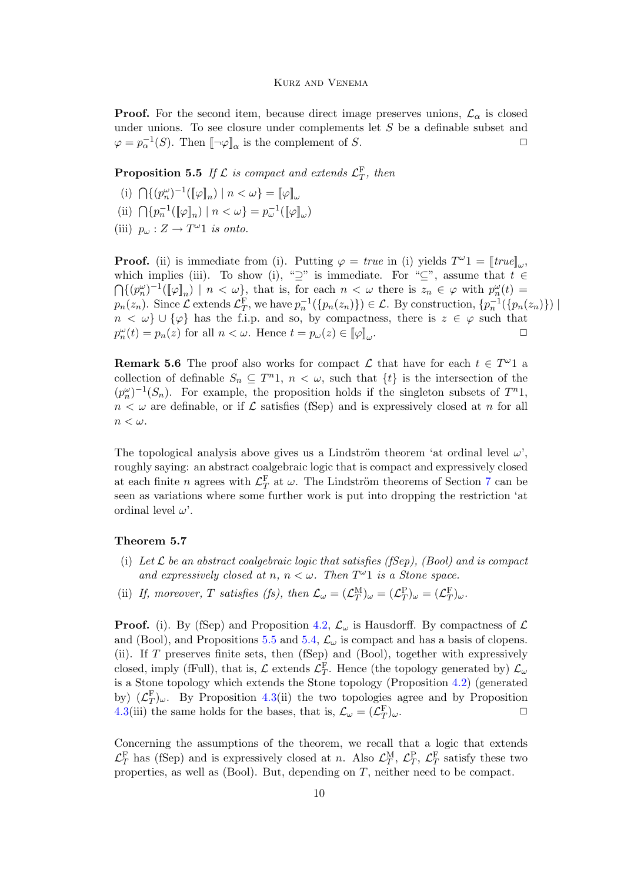**Proof.** For the second item, because direct image preserves unions, $\mathcal{L}_\alpha$ is closed under unions. To see closure under complements let $S$ be a definable subset and $\varphi = p_\alpha^{-1}(S)$. Then $[\![\neg\varphi]\!]_\alpha$ is the complement of $S$. □

**Proposition 5.5** *If $\mathcal{L}$ is compact and extends $\mathcal{L}_T^{\mathrm{F}}$, then*

(i) $\bigcap\{(p_n^\omega)^{-1}([\![\varphi]\!]_n) \mid n < \omega\} = [\![\varphi]\!]_\omega$

(ii) $\bigcap\{p_n^{-1}([\![\varphi]\!]_n) \mid n < \omega\} = p_\omega^{-1}([\![\varphi]\!]_\omega)$

(iii) *$p_\omega : Z \to T^\omega 1$ is onto.*

**Proof.** (ii) is immediate from (i). Putting $\varphi = true$ in (i) yields $T^\omega 1 = [\![true]\!]_\omega$, which implies (iii). To show (i), "$\supseteq$" is immediate. For "$\subseteq$", assume that $t \in \bigcap\{(p_n^\omega)^{-1}([\![\varphi]\!]_n) \mid n < \omega\}$, that is, for each $n < \omega$ there is $z_n \in \varphi$ with $p_n^\omega(t) = p_n(z_n)$. Since $\mathcal{L}$ extends $\mathcal{L}_T^{\mathrm{F}}$, we have $p_n^{-1}(\{p_n(z_n)\}) \in \mathcal{L}$. By construction, $\{p_n^{-1}(\{p_n(z_n)\}) \mid n < \omega\} \cup \{\varphi\}$ has the f.i.p. and so, by compactness, there is $z \in \varphi$ such that $p_n^\omega(t) = p_n(z)$ for all $n < \omega$. Hence $t = p_\omega(z) \in [\![\varphi]\!]_\omega$. □

**Remark 5.6** The proof also works for compact $\mathcal{L}$ that have for each $t \in T^\omega 1$ a collection of definable $S_n \subseteq T^n 1$, $n < \omega$, such that $\{t\}$ is the intersection of the $(p_n^\omega)^{-1}(S_n)$. For example, the proposition holds if the singleton subsets of $T^n 1$, $n < \omega$ are definable, or if $\mathcal{L}$ satisfies (fSep) and is expressively closed at $n$ for all $n < \omega$.

The topological analysis above gives us a Lindström theorem 'at ordinal level $\omega$', roughly saying: an abstract coalgebraic logic that is compact and expressively closed at each finite $n$ agrees with $\mathcal{L}_T^{\mathrm{F}}$ at $\omega$. The Lindström theorems of Section 7 can be seen as variations where some further work is put into dropping the restriction 'at ordinal level $\omega$'.

**Theorem 5.7**

(i) *Let $\mathcal{L}$ be an abstract coalgebraic logic that satisfies (fSep), (Bool) and is compact and expressively closed at $n$, $n < \omega$. Then $T^\omega 1$ is a Stone space.*

(ii) *If, moreover, $T$ satisfies (fs), then $\mathcal{L}_\omega = (\mathcal{L}_T^{\mathrm{M}})_\omega = (\mathcal{L}_T^{\mathrm{P}})_\omega = (\mathcal{L}_T^{\mathrm{F}})_\omega$.*

**Proof.** (i). By (fSep) and Proposition 4.2, $\mathcal{L}_\omega$ is Hausdorff. By compactness of $\mathcal{L}$ and (Bool), and Propositions 5.5 and 5.4, $\mathcal{L}_\omega$ is compact and has a basis of clopens. (ii). If $T$ preserves finite sets, then (fSep) and (Bool), together with expressively closed, imply (fFull), that is, $\mathcal{L}$ extends $\mathcal{L}_T^{\mathrm{F}}$. Hence (the topology generated by) $\mathcal{L}_\omega$ is a Stone topology which extends the Stone topology (Proposition 4.2) (generated by) $(\mathcal{L}_T^{\mathrm{F}})_\omega$. By Proposition 4.3(ii) the two topologies agree and by Proposition 4.3(iii) the same holds for the bases, that is, $\mathcal{L}_\omega = (\mathcal{L}_T^{\mathrm{F}})_\omega$. □

Concerning the assumptions of the theorem, we recall that a logic that extends $\mathcal{L}_T^{\mathrm{F}}$ has (fSep) and is expressively closed at $n$. Also $\mathcal{L}_T^{\mathrm{M}}$, $\mathcal{L}_T^{\mathrm{P}}$, $\mathcal{L}_T^{\mathrm{F}}$ satisfy these two properties, as well as (Bool). But, depending on $T$, neither need to be compact.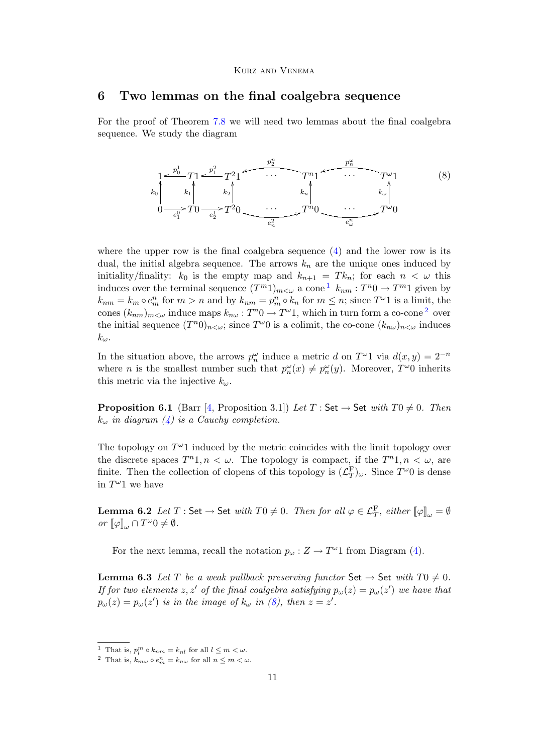## 6 Two lemmas on the final coalgebra sequence

For the proof of Theorem 7.8 we will need two lemmas about the final coalgebra sequence. We study the diagram

$$
\begin{array}{ccccccccc}
1 & \xleftarrow{p^1_0} & T1 & \xleftarrow{p^2_1} & T^2 1 & \xleftarrow{p^n_2} \cdots & T^n 1 & \xleftarrow{p^\omega_n} \cdots & T^\omega 1 \\
\uparrow{\scriptstyle k_0} & & \uparrow{\scriptstyle k_1} & & \uparrow{\scriptstyle k_2} & & \uparrow{\scriptstyle k_n} & & \uparrow{\scriptstyle k_\omega} \\
0 & \xrightarrow{e^0_1} & T0 & \xrightarrow{e^1_2} & T^2 0 & \cdots \xrightarrow{e^2_n} & T^n 0 & \cdots \xrightarrow{e^n_\omega} & T^\omega 0
\end{array}
\qquad (8)
$$

where the upper row is the final coalgebra sequence (4) and the lower row is its dual, the initial algebra sequence. The arrows $k_n$ are the unique ones induced by initiality/finality: $k_0$ is the empty map and $k_{n+1} = Tk_n$; for each $n < \omega$ this induces over the terminal sequence $(T^m 1)_{m<\omega}$ a cone[1] $k_{nm} : T^n 0 \to T^m 1$ given by $k_{nm} = k_m \circ e^n_m$ for $m > n$ and by $k_{nm} = p^n_m \circ k_n$ for $m \le n$; since $T^\omega 1$ is a limit, the cones $(k_{nm})_{m<\omega}$ induce maps $k_{n\omega} : T^n 0 \to T^\omega 1$, which in turn form a co-cone[2] over the initial sequence $(T^n 0)_{n<\omega}$; since $T^\omega 0$ is a colimit, the co-cone $(k_{n\omega})_{n<\omega}$ induces $k_\omega$.

In the situation above, the arrows $p^\omega_n$ induce a metric $d$ on $T^\omega 1$ via $d(x, y) = 2^{-n}$ where $n$ is the smallest number such that $p^\omega_n(x) \ne p^\omega_n(y)$. Moreover, $T^\omega 0$ inherits this metric via the injective $k_\omega$.

**Proposition 6.1** (Barr [4, Proposition 3.1]) *Let $T : \mathsf{Set} \to \mathsf{Set}$ with $T0 \ne 0$. Then $k_\omega$ in diagram (4) is a Cauchy completion.*

The topology on $T^\omega 1$ induced by the metric coincides with the limit topology over the discrete spaces $T^n 1, n < \omega$. The topology is compact, if the $T^n 1, n < \omega$, are finite. Then the collection of clopens of this topology is $(\mathcal{L}^{\mathrm{F}}_T)_\omega$. Since $T^\omega 0$ is dense in $T^\omega 1$ we have

**Lemma 6.2** *Let $T : \mathsf{Set} \to \mathsf{Set}$ with $T0 \ne 0$. Then for all $\varphi \in \mathcal{L}^{\mathrm{F}}_T$, either $[\![\varphi]\!]_\omega = \emptyset$ or $[\![\varphi]\!]_\omega \cap T^\omega 0 \ne \emptyset$.*

For the next lemma, recall the notation $p_\omega : Z \to T^\omega 1$ from Diagram (4).

**Lemma 6.3** *Let $T$ be a weak pullback preserving functor $\mathsf{Set} \to \mathsf{Set}$ with $T0 \ne 0$. If for two elements $z, z'$ of the final coalgebra satisfying $p_\omega(z) = p_\omega(z')$ we have that $p_\omega(z) = p_\omega(z')$ is in the image of $k_\omega$ in (8), then $z = z'$.*

---

[1] That is, $p^m_l \circ k_{nm} = k_{nl}$ for all $l \le m < \omega$.

[2] That is, $k_{m\omega} \circ e^n_m = k_{n\omega}$ for all $n \le m < \omega$.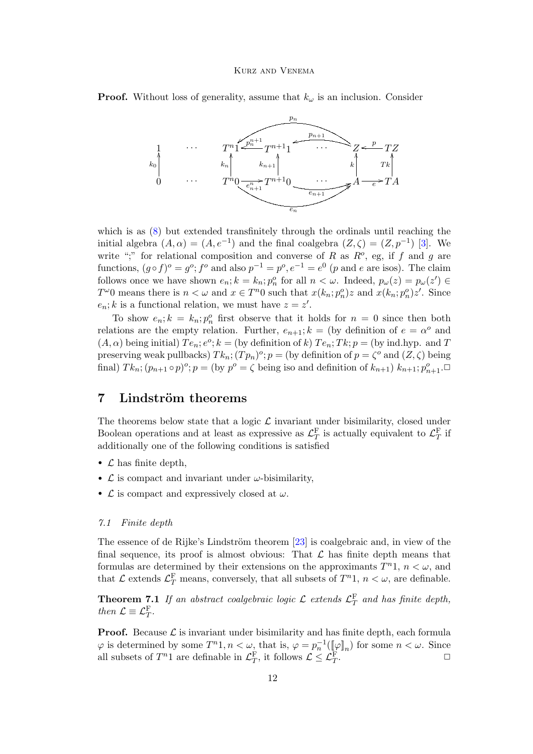**Proof.** Without loss of generality, assume that $k_\omega$ is an inclusion. Consider

$$
\begin{array}{ccccccccc}
1 & \cdots & T^n 1 & \xleftarrow{p^{n+1}_n} & T^{n+1}1 & \cdots & Z & \xleftarrow{p} & TZ \\
\uparrow{\scriptstyle k_0} & & \uparrow{\scriptstyle k_n} & & \uparrow{\scriptstyle k_{n+1}} & & \uparrow{\scriptstyle k} & & \uparrow{\scriptstyle Tk} \\
0 & \cdots & T^n 0 & \xrightarrow{e^n_{n+1}} & T^{n+1}0 & \cdots & A & \xrightarrow{e} & TA
\end{array}
$$

(with arrows $p_n : Z \to T^n 1$, $p_{n+1} : Z \to T^{n+1} 1$, $e_n : T^n 0 \to A$, $e_{n+1} : T^{n+1} 0 \to A$)

which is as (8) but extended transfinitely through the ordinals until reaching the initial algebra $(A, \alpha) = (A, e^{-1})$ and the final coalgebra $(Z, \zeta) = (Z, p^{-1})$ [3]. We write ";" for relational composition and converse of $R$ as $R^o$, eg, if $f$ and $g$ are functions, $(g \circ f)^o = g^o; f^o$ and also $p^{-1} = p^o, e^{-1} = e^0$ ($p$ and $e$ are isos). The claim follows once we have shown $e_n; k = k_n; p_n^o$ for all $n < \omega$. Indeed, $p_\omega(z) = p_\omega(z') \in T^\omega 0$ means there is $n < \omega$ and $x \in T^n 0$ such that $x(k_n; p_n^o)z$ and $x(k_n; p_n^o)z'$. Since $e_n; k$ is a functional relation, we must have $z = z'$.

To show $e_n; k = k_n; p_n^o$ first observe that it holds for $n = 0$ since then both relations are the empty relation. Further, $e_{n+1}; k =$ (by definition of $e = \alpha^o$ and $(A, \alpha)$ being initial) $Te_n; e^o; k =$ (by definition of $k$) $Te_n; Tk; p =$ (by ind.hyp. and $T$ preserving weak pullbacks) $Tk_n; (Tp_n)^o; p =$ (by definition of $p = \zeta^o$ and $(Z, \zeta)$ being final) $Tk_n; (p_{n+1} \circ p)^o; p =$ (by $p^o = \zeta$ being iso and definition of $k_{n+1}$) $k_{n+1}; p^o_{n+1}$. □

## 7 Lindström theorems

The theorems below state that a logic $\mathcal{L}$ invariant under bisimilarity, closed under Boolean operations and at least as expressive as $\mathcal{L}_T^{\mathrm{F}}$ is actually equivalent to $\mathcal{L}_T^{\mathrm{F}}$ if additionally one of the following conditions is satisfied

- $\mathcal{L}$ has finite depth,
- $\mathcal{L}$ is compact and invariant under $\omega$-bisimilarity,
- $\mathcal{L}$ is compact and expressively closed at $\omega$.

### 7.1 Finite depth

The essence of de Rijke's Lindström theorem [23] is coalgebraic and, in view of the final sequence, its proof is almost obvious: That $\mathcal{L}$ has finite depth means that formulas are determined by their extensions on the approximants $T^n 1$, $n < \omega$, and that $\mathcal{L}$ extends $\mathcal{L}_T^{\mathrm{F}}$ means, conversely, that all subsets of $T^n 1$, $n < \omega$, are definable.

**Theorem 7.1** *If an abstract coalgebraic logic $\mathcal{L}$ extends $\mathcal{L}_T^{\mathrm{F}}$ and has finite depth, then $\mathcal{L} \equiv \mathcal{L}_T^{\mathrm{F}}$.*

**Proof.** Because $\mathcal{L}$ is invariant under bisimilarity and has finite depth, each formula $\varphi$ is determined by some $T^n 1, n < \omega$, that is, $\varphi = p_n^{-1}(\llbracket \varphi \rrbracket_n)$ for some $n < \omega$. Since all subsets of $T^n 1$ are definable in $\mathcal{L}_T^{\mathrm{F}}$, it follows $\mathcal{L} \leq \mathcal{L}_T^{\mathrm{F}}$. □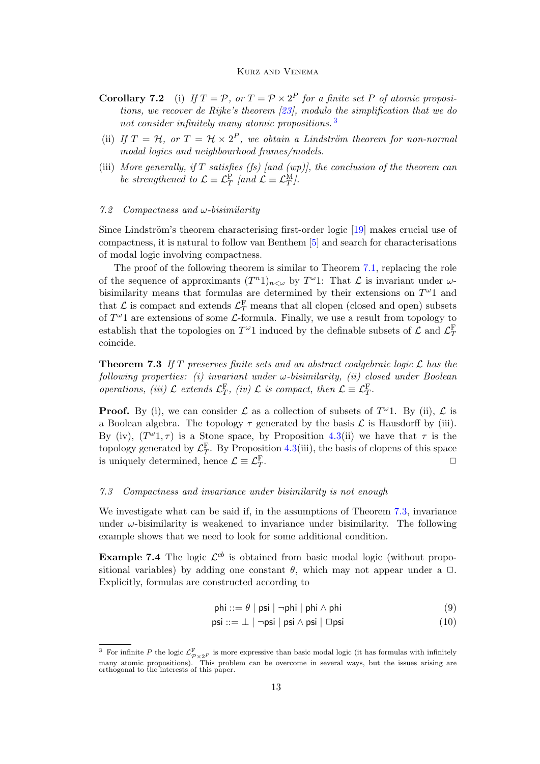**Corollary 7.2** (i) *If $T = \mathcal{P}$, or $T = \mathcal{P} \times 2^P$ for a finite set $P$ of atomic propositions, we recover de Rijke's theorem [23], modulo the simplification that we do not consider infinitely many atomic propositions.* [3]

(ii) *If $T = \mathcal{H}$, or $T = \mathcal{H} \times 2^P$, we obtain a Lindström theorem for non-normal modal logics and neighbourhood frames/models.*

(iii) *More generally, if $T$ satisfies (fs) [and (wp)], the conclusion of the theorem can be strengthened to $\mathcal{L} \equiv \mathcal{L}_T^{\mathrm{P}}$ [and $\mathcal{L} \equiv \mathcal{L}_T^{\mathrm{M}}$].*

### *7.2 Compactness and $\omega$-bisimilarity*

Since Lindström's theorem characterising first-order logic [19] makes crucial use of compactness, it is natural to follow van Benthem [5] and search for characterisations of modal logic involving compactness.

The proof of the following theorem is similar to Theorem 7.1, replacing the role of the sequence of approximants $(T^n 1)_{n<\omega}$ by $T^\omega 1$: That $\mathcal{L}$ is invariant under $\omega$-bisimilarity means that formulas are determined by their extensions on $T^\omega 1$ and that $\mathcal{L}$ is compact and extends $\mathcal{L}_T^{\mathrm{F}}$ means that all clopen (closed and open) subsets of $T^\omega 1$ are extensions of some $\mathcal{L}$-formula. Finally, we use a result from topology to establish that the topologies on $T^\omega 1$ induced by the definable subsets of $\mathcal{L}$ and $\mathcal{L}_T^{\mathrm{F}}$ coincide.

**Theorem 7.3** *If $T$ preserves finite sets and an abstract coalgebraic logic $\mathcal{L}$ has the following properties: (i) invariant under $\omega$-bisimilarity, (ii) closed under Boolean operations, (iii) $\mathcal{L}$ extends $\mathcal{L}_T^{\mathrm{F}}$, (iv) $\mathcal{L}$ is compact, then $\mathcal{L} \equiv \mathcal{L}_T^{\mathrm{F}}$.*

**Proof.** By (i), we can consider $\mathcal{L}$ as a collection of subsets of $T^\omega 1$. By (ii), $\mathcal{L}$ is a Boolean algebra. The topology $\tau$ generated by the basis $\mathcal{L}$ is Hausdorff by (iii). By (iv), $(T^\omega 1, \tau)$ is a Stone space, by Proposition 4.3(ii) we have that $\tau$ is the topology generated by $\mathcal{L}_T^{\mathrm{F}}$. By Proposition 4.3(iii), the basis of clopens of this space is uniquely determined, hence $\mathcal{L} \equiv \mathcal{L}_T^{\mathrm{F}}$. □

### *7.3 Compactness and invariance under bisimilarity is not enough*

We investigate what can be said if, in the assumptions of Theorem 7.3, invariance under $\omega$-bisimilarity is weakened to invariance under bisimilarity. The following example shows that we need to look for some additional condition.

**Example 7.4** The logic $\mathcal{L}^{cb}$ is obtained from basic modal logic (without propositional variables) by adding one constant $\theta$, which may not appear under a $\Box$. Explicitly, formulas are constructed according to

$$\mathsf{phi} ::= \theta \mid \mathsf{psi} \mid \neg \mathsf{phi} \mid \mathsf{phi} \wedge \mathsf{phi} \tag{9}$$

$$\mathsf{psi} ::= \bot \mid \neg \mathsf{psi} \mid \mathsf{psi} \wedge \mathsf{psi} \mid \Box \mathsf{psi} \tag{10}$$

---

[3] For infinite $P$ the logic $\mathcal{L}^{\mathrm{F}}_{\mathcal{P}\times 2^P}$ is more expressive than basic modal logic (it has formulas with infinitely many atomic propositions). This problem can be overcome in several ways, but the issues arising are orthogonal to the interests of this paper.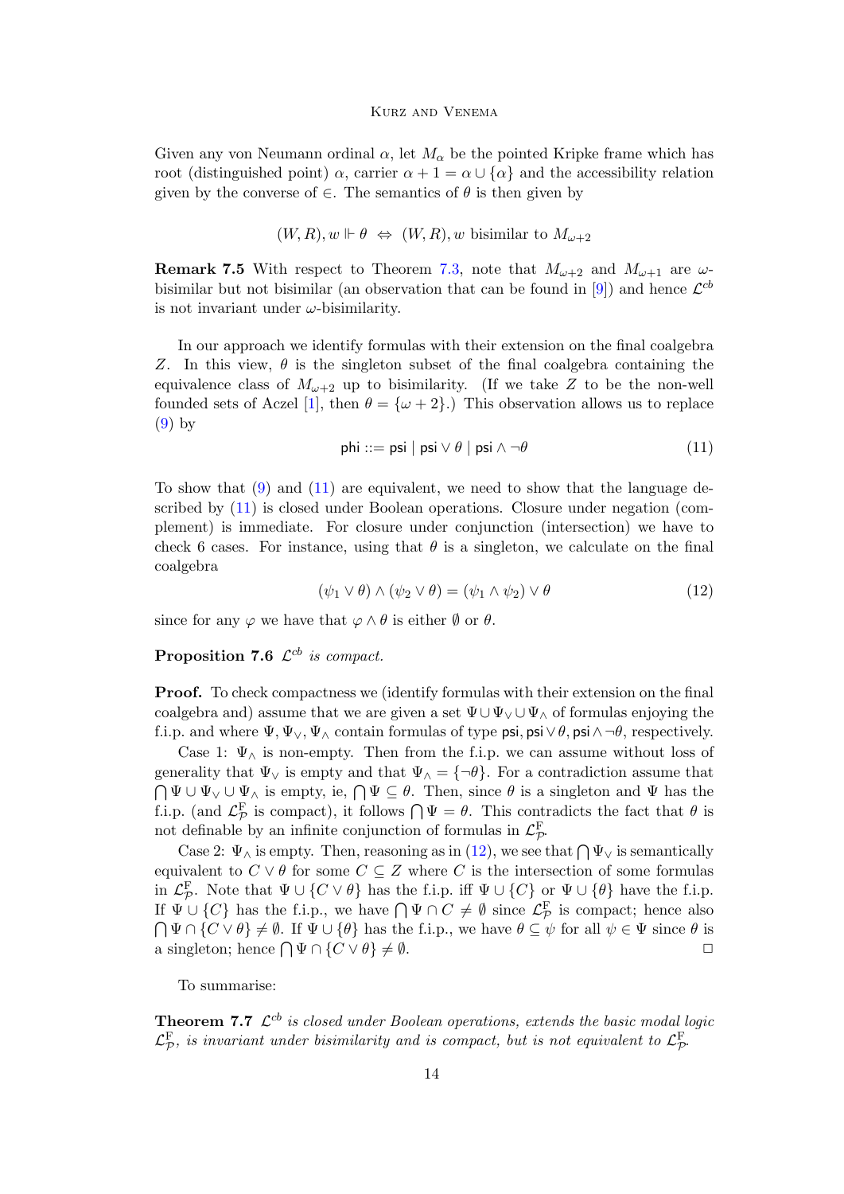Given any von Neumann ordinal $\alpha$, let $M_\alpha$ be the pointed Kripke frame which has root (distinguished point) $\alpha$, carrier $\alpha + 1 = \alpha \cup \{\alpha\}$ and the accessibility relation given by the converse of $\in$. The semantics of $\theta$ is then given by

$$(W, R), w \Vdash \theta \;\Leftrightarrow\; (W, R), w \text{ bisimilar to } M_{\omega+2}$$

**Remark 7.5** With respect to Theorem 7.3, note that $M_{\omega+2}$ and $M_{\omega+1}$ are $\omega$-bisimilar but not bisimilar (an observation that can be found in [9]) and hence $\mathcal{L}^{cb}$ is not invariant under $\omega$-bisimilarity.

In our approach we identify formulas with their extension on the final coalgebra $Z$. In this view, $\theta$ is the singleton subset of the final coalgebra containing the equivalence class of $M_{\omega+2}$ up to bisimilarity. (If we take $Z$ to be the non-well founded sets of Aczel [1], then $\theta = \{\omega + 2\}$.) This observation allows us to replace (9) by

$$\mathsf{phi} ::= \mathsf{psi} \mid \mathsf{psi} \vee \theta \mid \mathsf{psi} \wedge \neg\theta \tag{11}$$

To show that (9) and (11) are equivalent, we need to show that the language described by (11) is closed under Boolean operations. Closure under negation (complement) is immediate. For closure under conjunction (intersection) we have to check 6 cases. For instance, using that $\theta$ is a singleton, we calculate on the final coalgebra

$$(\psi_1 \vee \theta) \wedge (\psi_2 \vee \theta) = (\psi_1 \wedge \psi_2) \vee \theta \tag{12}$$

since for any $\varphi$ we have that $\varphi \wedge \theta$ is either $\emptyset$ or $\theta$.

**Proposition 7.6** *$\mathcal{L}^{cb}$ is compact.*

**Proof.** To check compactness we (identify formulas with their extension on the final coalgebra and) assume that we are given a set $\Psi \cup \Psi_\vee \cup \Psi_\wedge$ of formulas enjoying the f.i.p. and where $\Psi, \Psi_\vee, \Psi_\wedge$ contain formulas of type $\mathsf{psi}, \mathsf{psi} \vee \theta, \mathsf{psi} \wedge \neg\theta$, respectively.

Case 1: $\Psi_\wedge$ is non-empty. Then from the f.i.p. we can assume without loss of generality that $\Psi_\vee$ is empty and that $\Psi_\wedge = \{\neg\theta\}$. For a contradiction assume that $\bigcap \Psi \cup \Psi_\vee \cup \Psi_\wedge$ is empty, ie, $\bigcap \Psi \subseteq \theta$. Then, since $\theta$ is a singleton and $\Psi$ has the f.i.p. (and $\mathcal{L}^{\mathrm{F}}_{\mathcal{P}}$ is compact), it follows $\bigcap \Psi = \theta$. This contradicts the fact that $\theta$ is not definable by an infinite conjunction of formulas in $\mathcal{L}^{\mathrm{F}}_{\mathcal{P}}$.

Case 2: $\Psi_\wedge$ is empty. Then, reasoning as in (12), we see that $\bigcap \Psi_\vee$ is semantically equivalent to $C \vee \theta$ for some $C \subseteq Z$ where $C$ is the intersection of some formulas in $\mathcal{L}^{\mathrm{F}}_{\mathcal{P}}$. Note that $\Psi \cup \{C \vee \theta\}$ has the f.i.p. iff $\Psi \cup \{C\}$ or $\Psi \cup \{\theta\}$ have the f.i.p. If $\Psi \cup \{C\}$ has the f.i.p., we have $\bigcap \Psi \cap C \neq \emptyset$ since $\mathcal{L}^{\mathrm{F}}_{\mathcal{P}}$ is compact; hence also $\bigcap \Psi \cap \{C \vee \theta\} \neq \emptyset$. If $\Psi \cup \{\theta\}$ has the f.i.p., we have $\theta \subseteq \psi$ for all $\psi \in \Psi$ since $\theta$ is a singleton; hence $\bigcap \Psi \cap \{C \vee \theta\} \neq \emptyset$. $\square$

To summarise:

**Theorem 7.7** *$\mathcal{L}^{cb}$ is closed under Boolean operations, extends the basic modal logic $\mathcal{L}^{\mathrm{F}}_{\mathcal{P}}$, is invariant under bisimilarity and is compact, but is not equivalent to $\mathcal{L}^{\mathrm{F}}_{\mathcal{P}}$.*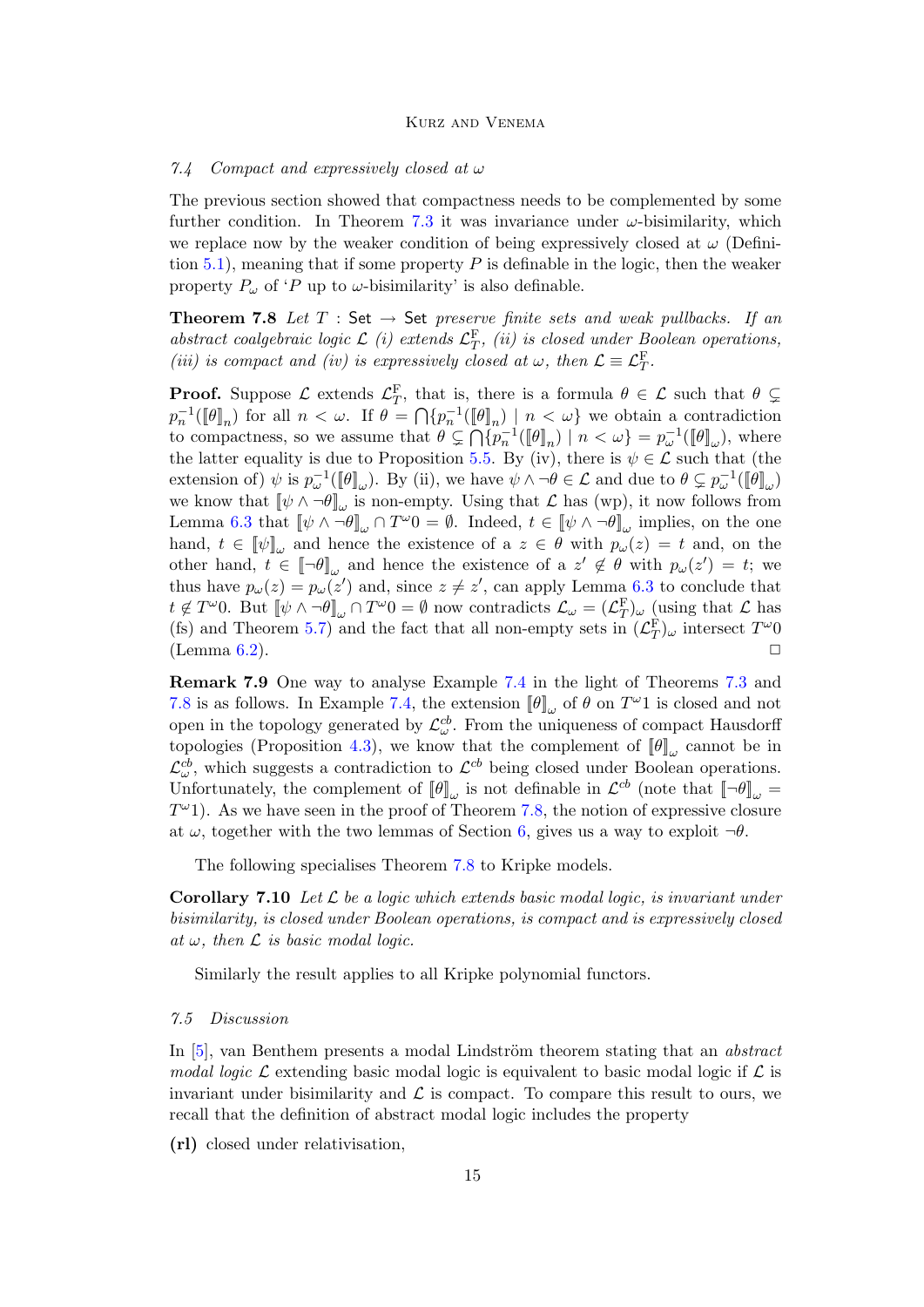### 7.4 Compact and expressively closed at $\omega$

The previous section showed that compactness needs to be complemented by some further condition. In Theorem 7.3 it was invariance under $\omega$-bisimilarity, which we replace now by the weaker condition of being expressively closed at $\omega$ (Definition 5.1), meaning that if some property $P$ is definable in the logic, then the weaker property $P_\omega$ of '$P$ up to $\omega$-bisimilarity' is also definable.

**Theorem 7.8** *Let $T : \mathsf{Set} \to \mathsf{Set}$ preserve finite sets and weak pullbacks. If an abstract coalgebraic logic $\mathcal{L}$ (i) extends $\mathcal{L}_T^{\mathrm{F}}$, (ii) is closed under Boolean operations, (iii) is compact and (iv) is expressively closed at $\omega$, then $\mathcal{L} \equiv \mathcal{L}_T^{\mathrm{F}}$.*

**Proof.** Suppose $\mathcal{L}$ extends $\mathcal{L}_T^{\mathrm{F}}$, that is, there is a formula $\theta \in \mathcal{L}$ such that $\theta \subsetneq p_n^{-1}(\llbracket\theta\rrbracket_n)$ for all $n < \omega$. If $\theta = \bigcap\{p_n^{-1}(\llbracket\theta\rrbracket_n) \mid n < \omega\}$ we obtain a contradiction to compactness, so we assume that $\theta \subsetneq \bigcap\{p_n^{-1}(\llbracket\theta\rrbracket_n) \mid n < \omega\} = p_\omega^{-1}(\llbracket\theta\rrbracket_\omega)$, where the latter equality is due to Proposition 5.5. By (iv), there is $\psi \in \mathcal{L}$ such that (the extension of) $\psi$ is $p_\omega^{-1}(\llbracket\theta\rrbracket_\omega)$. By (ii), we have $\psi \wedge \neg\theta \in \mathcal{L}$ and due to $\theta \subsetneq p_\omega^{-1}(\llbracket\theta\rrbracket_\omega)$ we know that $\llbracket\psi \wedge \neg\theta\rrbracket_\omega$ is non-empty. Using that $\mathcal{L}$ has (wp), it now follows from Lemma 6.3 that $\llbracket\psi \wedge \neg\theta\rrbracket_\omega \cap T^\omega 0 = \emptyset$. Indeed, $t \in \llbracket\psi \wedge \neg\theta\rrbracket_\omega$ implies, on the one hand, $t \in \llbracket\psi\rrbracket_\omega$ and hence the existence of a $z \in \theta$ with $p_\omega(z) = t$ and, on the other hand, $t \in \llbracket\neg\theta\rrbracket_\omega$ and hence the existence of a $z' \notin \theta$ with $p_\omega(z') = t$; we thus have $p_\omega(z) = p_\omega(z')$ and, since $z \neq z'$, can apply Lemma 6.3 to conclude that $t \notin T^\omega 0$. But $\llbracket\psi \wedge \neg\theta\rrbracket_\omega \cap T^\omega 0 = \emptyset$ now contradicts $\mathcal{L}_\omega = (\mathcal{L}_T^{\mathrm{F}})_\omega$ (using that $\mathcal{L}$ has (fs) and Theorem 5.7) and the fact that all non-empty sets in $(\mathcal{L}_T^{\mathrm{F}})_\omega$ intersect $T^\omega 0$ (Lemma 6.2). $\square$

**Remark 7.9** One way to analyse Example 7.4 in the light of Theorems 7.3 and 7.8 is as follows. In Example 7.4, the extension $\llbracket\theta\rrbracket_\omega$ of $\theta$ on $T^\omega 1$ is closed and not open in the topology generated by $\mathcal{L}_\omega^{cb}$. From the uniqueness of compact Hausdorff topologies (Proposition 4.3), we know that the complement of $\llbracket\theta\rrbracket_\omega$ cannot be in $\mathcal{L}_\omega^{cb}$, which suggests a contradiction to $\mathcal{L}^{cb}$ being closed under Boolean operations. Unfortunately, the complement of $\llbracket\theta\rrbracket_\omega$ is not definable in $\mathcal{L}^{cb}$ (note that $\llbracket\neg\theta\rrbracket_\omega = T^\omega 1$). As we have seen in the proof of Theorem 7.8, the notion of expressive closure at $\omega$, together with the two lemmas of Section 6, gives us a way to exploit $\neg\theta$.

The following specialises Theorem 7.8 to Kripke models.

**Corollary 7.10** *Let $\mathcal{L}$ be a logic which extends basic modal logic, is invariant under bisimilarity, is closed under Boolean operations, is compact and is expressively closed at $\omega$, then $\mathcal{L}$ is basic modal logic.*

Similarly the result applies to all Kripke polynomial functors.

### 7.5 Discussion

In [5], van Benthem presents a modal Lindström theorem stating that an *abstract modal logic* $\mathcal{L}$ extending basic modal logic is equivalent to basic modal logic if $\mathcal{L}$ is invariant under bisimilarity and $\mathcal{L}$ is compact. To compare this result to ours, we recall that the definition of abstract modal logic includes the property

**(rl)** closed under relativisation,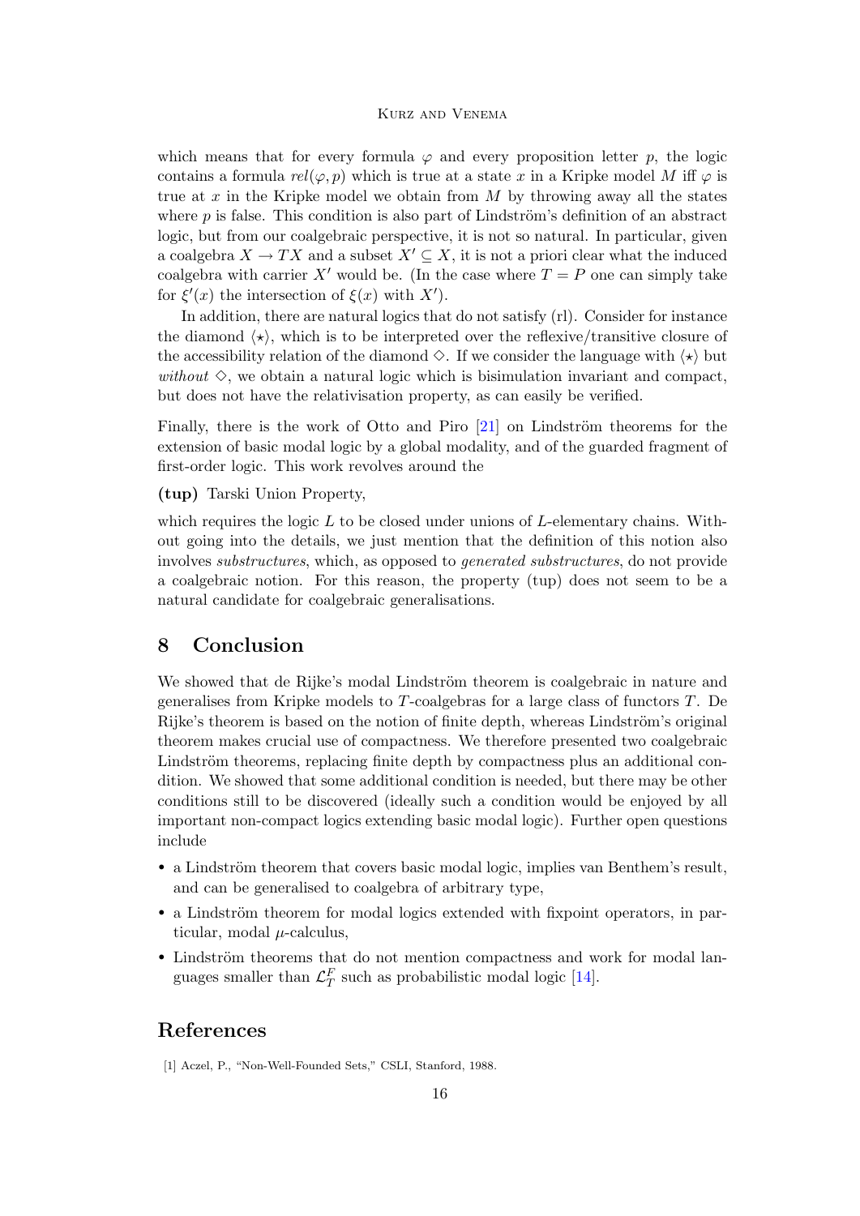which means that for every formula $\varphi$ and every proposition letter $p$, the logic contains a formula $rel(\varphi, p)$ which is true at a state $x$ in a Kripke model $M$ iff $\varphi$ is true at $x$ in the Kripke model we obtain from $M$ by throwing away all the states where $p$ is false. This condition is also part of Lindström's definition of an abstract logic, but from our coalgebraic perspective, it is not so natural. In particular, given a coalgebra $X \to TX$ and a subset $X' \subseteq X$, it is not a priori clear what the induced coalgebra with carrier $X'$ would be. (In the case where $T = P$ one can simply take for $\xi'(x)$ the intersection of $\xi(x)$ with $X'$).

In addition, there are natural logics that do not satisfy (rl). Consider for instance the diamond $\langle\star\rangle$, which is to be interpreted over the reflexive/transitive closure of the accessibility relation of the diamond $\diamond$. If we consider the language with $\langle\star\rangle$ but *without* $\diamond$, we obtain a natural logic which is bisimulation invariant and compact, but does not have the relativisation property, as can easily be verified.

Finally, there is the work of Otto and Piro [21] on Lindström theorems for the extension of basic modal logic by a global modality, and of the guarded fragment of first-order logic. This work revolves around the

**(tup)** Tarski Union Property,

which requires the logic $L$ to be closed under unions of $L$-elementary chains. Without going into the details, we just mention that the definition of this notion also involves *substructures*, which, as opposed to *generated substructures*, do not provide a coalgebraic notion. For this reason, the property (tup) does not seem to be a natural candidate for coalgebraic generalisations.

## 8 Conclusion

We showed that de Rijke's modal Lindström theorem is coalgebraic in nature and generalises from Kripke models to $T$-coalgebras for a large class of functors $T$. De Rijke's theorem is based on the notion of finite depth, whereas Lindström's original theorem makes crucial use of compactness. We therefore presented two coalgebraic Lindström theorems, replacing finite depth by compactness plus an additional condition. We showed that some additional condition is needed, but there may be other conditions still to be discovered (ideally such a condition would be enjoyed by all important non-compact logics extending basic modal logic). Further open questions include

- a Lindström theorem that covers basic modal logic, implies van Benthem's result, and can be generalised to coalgebra of arbitrary type,
- a Lindström theorem for modal logics extended with fixpoint operators, in particular, modal $\mu$-calculus,
- Lindström theorems that do not mention compactness and work for modal languages smaller than $\mathcal{L}_T^F$ such as probabilistic modal logic [14].

## References

[1] Aczel, P., "Non-Well-Founded Sets," CSLI, Stanford, 1988.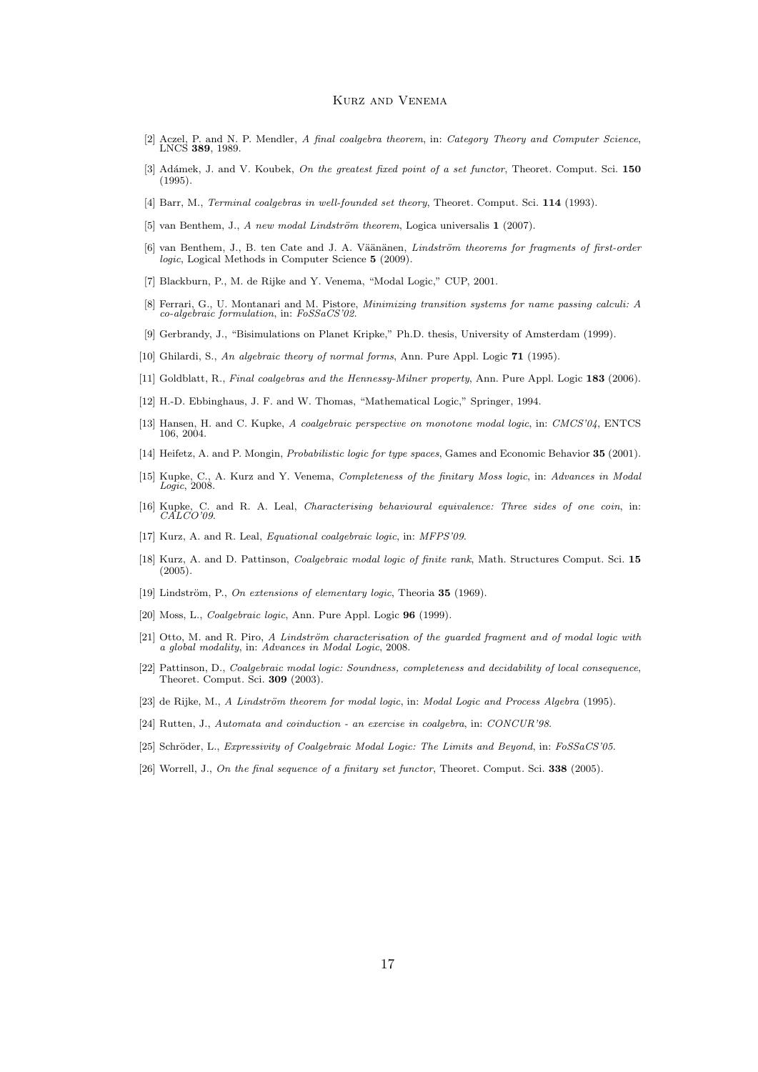[2] Aczel, P. and N. P. Mendler, *A final coalgebra theorem*, in: *Category Theory and Computer Science*, LNCS **389**, 1989.

[3] Adámek, J. and V. Koubek, *On the greatest fixed point of a set functor*, Theoret. Comput. Sci. **150** (1995).

[4] Barr, M., *Terminal coalgebras in well-founded set theory*, Theoret. Comput. Sci. **114** (1993).

[5] van Benthem, J., *A new modal Lindström theorem*, Logica universalis **1** (2007).

[6] van Benthem, J., B. ten Cate and J. A. Väänänen, *Lindström theorems for fragments of first-order logic*, Logical Methods in Computer Science **5** (2009).

[7] Blackburn, P., M. de Rijke and Y. Venema, "Modal Logic," CUP, 2001.

[8] Ferrari, G., U. Montanari and M. Pistore, *Minimizing transition systems for name passing calculi: A co-algebraic formulation*, in: *FoSSaCS'02*.

[9] Gerbrandy, J., "Bisimulations on Planet Kripke," Ph.D. thesis, University of Amsterdam (1999).

[10] Ghilardi, S., *An algebraic theory of normal forms*, Ann. Pure Appl. Logic **71** (1995).

[11] Goldblatt, R., *Final coalgebras and the Hennessy-Milner property*, Ann. Pure Appl. Logic **183** (2006).

[12] H.-D. Ebbinghaus, J. F. and W. Thomas, "Mathematical Logic," Springer, 1994.

[13] Hansen, H. and C. Kupke, *A coalgebraic perspective on monotone modal logic*, in: *CMCS'04*, ENTCS 106, 2004.

[14] Heifetz, A. and P. Mongin, *Probabilistic logic for type spaces*, Games and Economic Behavior **35** (2001).

[15] Kupke, C., A. Kurz and Y. Venema, *Completeness of the finitary Moss logic*, in: *Advances in Modal Logic*, 2008.

[16] Kupke, C. and R. A. Leal, *Characterising behavioural equivalence: Three sides of one coin*, in: *CALCO'09*.

[17] Kurz, A. and R. Leal, *Equational coalgebraic logic*, in: *MFPS'09*.

[18] Kurz, A. and D. Pattinson, *Coalgebraic modal logic of finite rank*, Math. Structures Comput. Sci. **15** (2005).

[19] Lindström, P., *On extensions of elementary logic*, Theoria **35** (1969).

[20] Moss, L., *Coalgebraic logic*, Ann. Pure Appl. Logic **96** (1999).

[21] Otto, M. and R. Piro, *A Lindström characterisation of the guarded fragment and of modal logic with a global modality*, in: *Advances in Modal Logic*, 2008.

[22] Pattinson, D., *Coalgebraic modal logic: Soundness, completeness and decidability of local consequence*, Theoret. Comput. Sci. **309** (2003).

[23] de Rijke, M., *A Lindström theorem for modal logic*, in: *Modal Logic and Process Algebra* (1995).

[24] Rutten, J., *Automata and coinduction - an exercise in coalgebra*, in: *CONCUR'98*.

[25] Schröder, L., *Expressivity of Coalgebraic Modal Logic: The Limits and Beyond*, in: *FoSSaCS'05*.

[26] Worrell, J., *On the final sequence of a finitary set functor*, Theoret. Comput. Sci. **338** (2005).